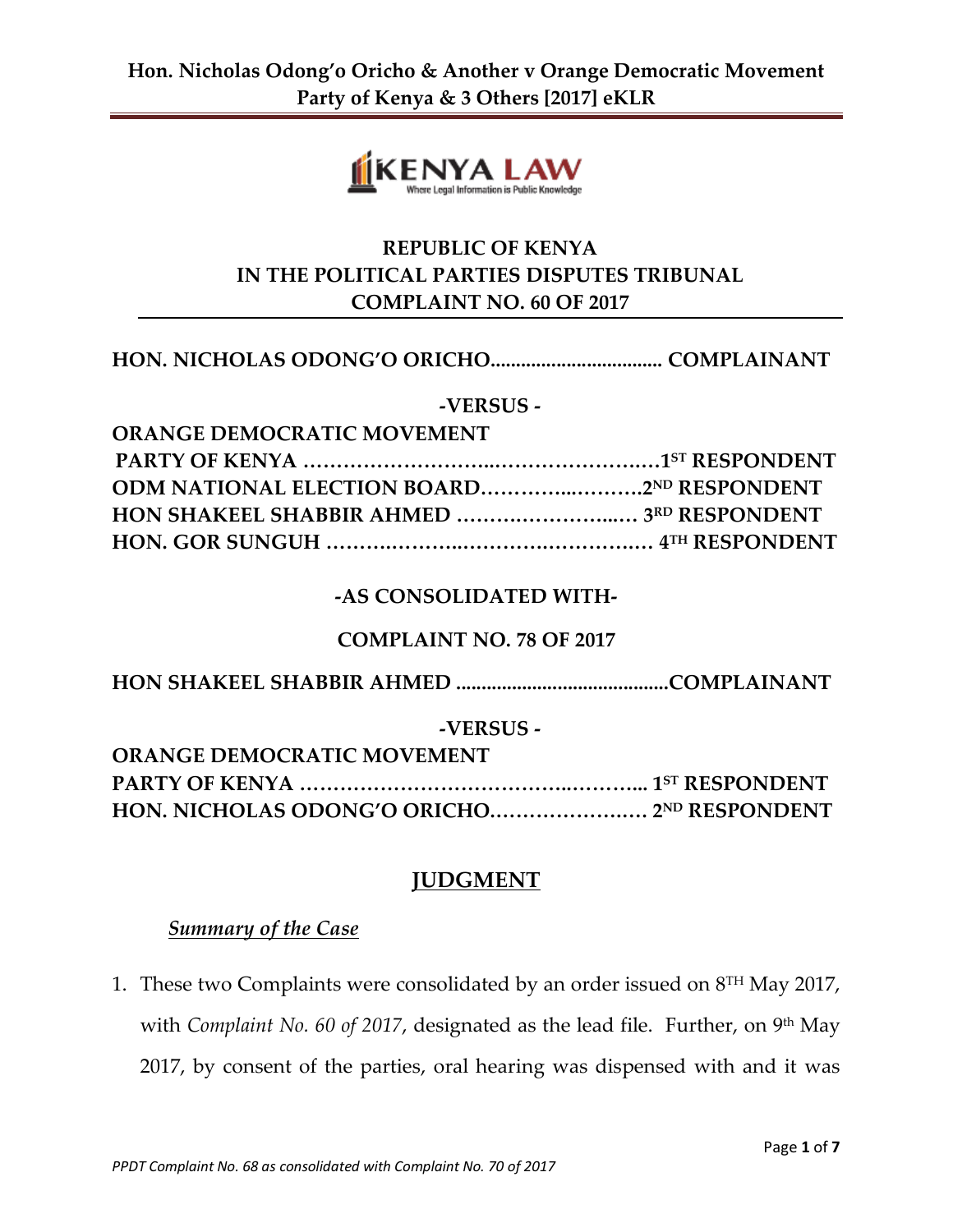REPUBLIC OF KENYA
IN THE POLITICAL PARTIES DISPUTES TRIBUNAL
COMPLAINT NO. 60 OF 2017

**HON. NICHOLAS ODONG'O ORICHO.................................. COMPLAINANT**

**-VERSUS -**

**ORANGE DEMOCRATIC MOVEMENT PARTY OF KENYA ……………………..…………………….1ST RESPONDENT**
**ODM NATIONAL ELECTION BOARD………...……….2ND RESPONDENT**
**HON SHAKEEL SHABBIR AHMED ……….…………..… 3RD RESPONDENT**
**HON. GOR SUNGUH ………….……..…………….………. 4TH RESPONDENT**

**-AS CONSOLIDATED WITH-**

**COMPLAINT NO. 78 OF 2017**

**HON SHAKEEL SHABBIR AHMED ..........................................COMPLAINANT**

**-VERSUS -**

**ORANGE DEMOCRATIC MOVEMENT PARTY OF KENYA ………………………………..……….. 1ST RESPONDENT**
**HON. NICHOLAS ODONG'O ORICHO……………….…. 2ND RESPONDENT**

## JUDGMENT

### *Summary of the Case*

1. These two Complaints were consolidated by an order issued on 8TH May 2017, with *Complaint No. 60 of 2017*, designated as the lead file. Further, on 9th May 2017, by consent of the parties, oral hearing was dispensed with and it was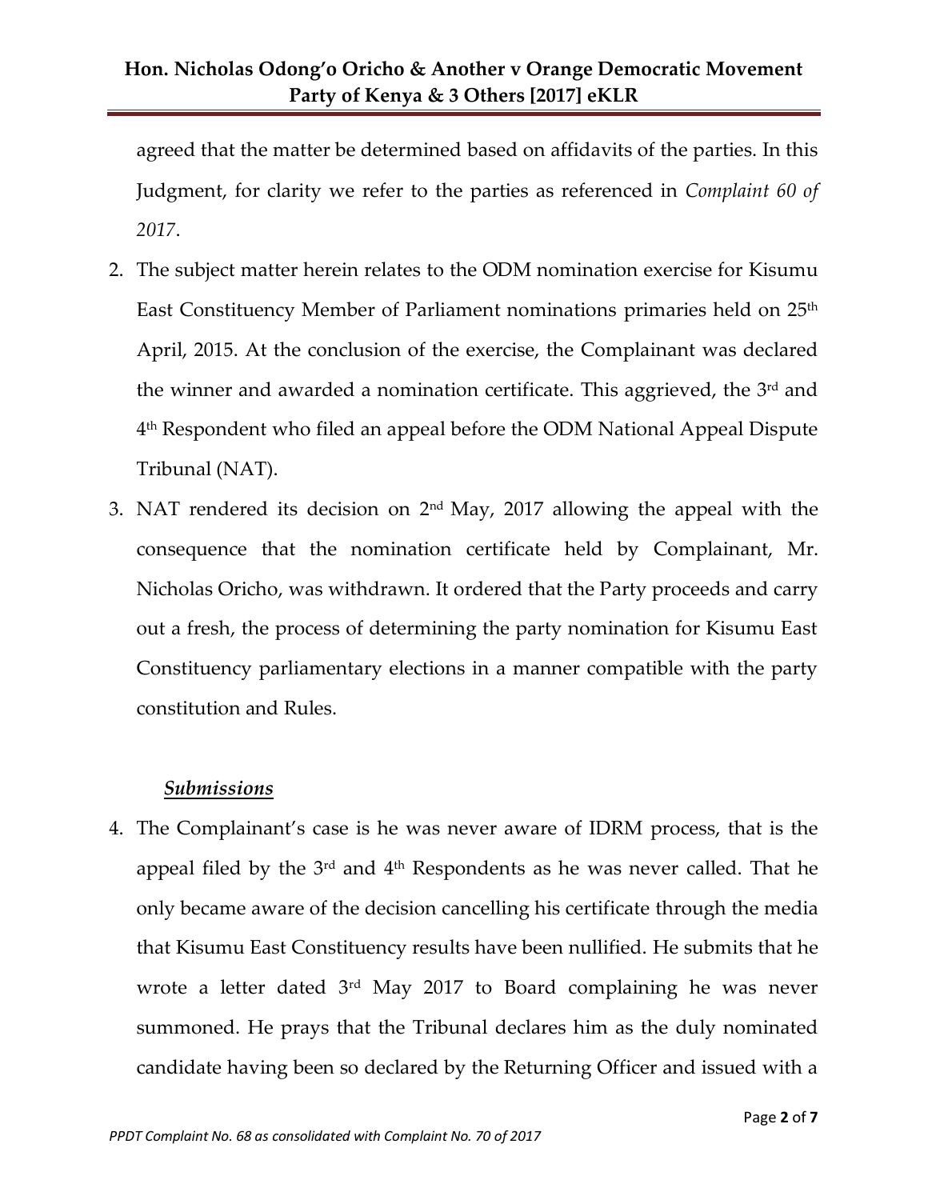agreed that the matter be determined based on affidavits of the parties. In this Judgment, for clarity we refer to the parties as referenced in *Complaint 60 of 2017*.

2. The subject matter herein relates to the ODM nomination exercise for Kisumu East Constituency Member of Parliament nominations primaries held on 25th April, 2015. At the conclusion of the exercise, the Complainant was declared the winner and awarded a nomination certificate. This aggrieved, the 3rd and 4th Respondent who filed an appeal before the ODM National Appeal Dispute Tribunal (NAT).

3. NAT rendered its decision on 2nd May, 2017 allowing the appeal with the consequence that the nomination certificate held by Complainant, Mr. Nicholas Oricho, was withdrawn. It ordered that the Party proceeds and carry out a fresh, the process of determining the party nomination for Kisumu East Constituency parliamentary elections in a manner compatible with the party constitution and Rules.

***Submissions***

4. The Complainant's case is he was never aware of IDRM process, that is the appeal filed by the 3rd and 4th Respondents as he was never called. That he only became aware of the decision cancelling his certificate through the media that Kisumu East Constituency results have been nullified. He submits that he wrote a letter dated 3rd May 2017 to Board complaining he was never summoned. He prays that the Tribunal declares him as the duly nominated candidate having been so declared by the Returning Officer and issued with a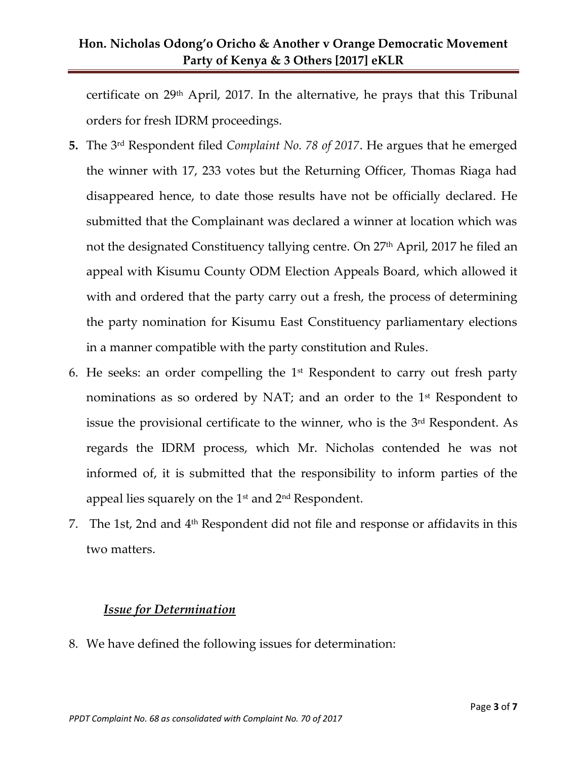certificate on 29th April, 2017. In the alternative, he prays that this Tribunal orders for fresh IDRM proceedings.

**5.** The 3rd Respondent filed *Complaint No. 78 of 2017*. He argues that he emerged the winner with 17, 233 votes but the Returning Officer, Thomas Riaga had disappeared hence, to date those results have not be officially declared. He submitted that the Complainant was declared a winner at location which was not the designated Constituency tallying centre. On 27th April, 2017 he filed an appeal with Kisumu County ODM Election Appeals Board, which allowed it with and ordered that the party carry out a fresh, the process of determining the party nomination for Kisumu East Constituency parliamentary elections in a manner compatible with the party constitution and Rules.

6. He seeks: an order compelling the 1st Respondent to carry out fresh party nominations as so ordered by NAT; and an order to the 1st Respondent to issue the provisional certificate to the winner, who is the 3rd Respondent. As regards the IDRM process, which Mr. Nicholas contended he was not informed of, it is submitted that the responsibility to inform parties of the appeal lies squarely on the 1st and 2nd Respondent.

7. The 1st, 2nd and 4th Respondent did not file and response or affidavits in this two matters.

***Issue for Determination***

8. We have defined the following issues for determination: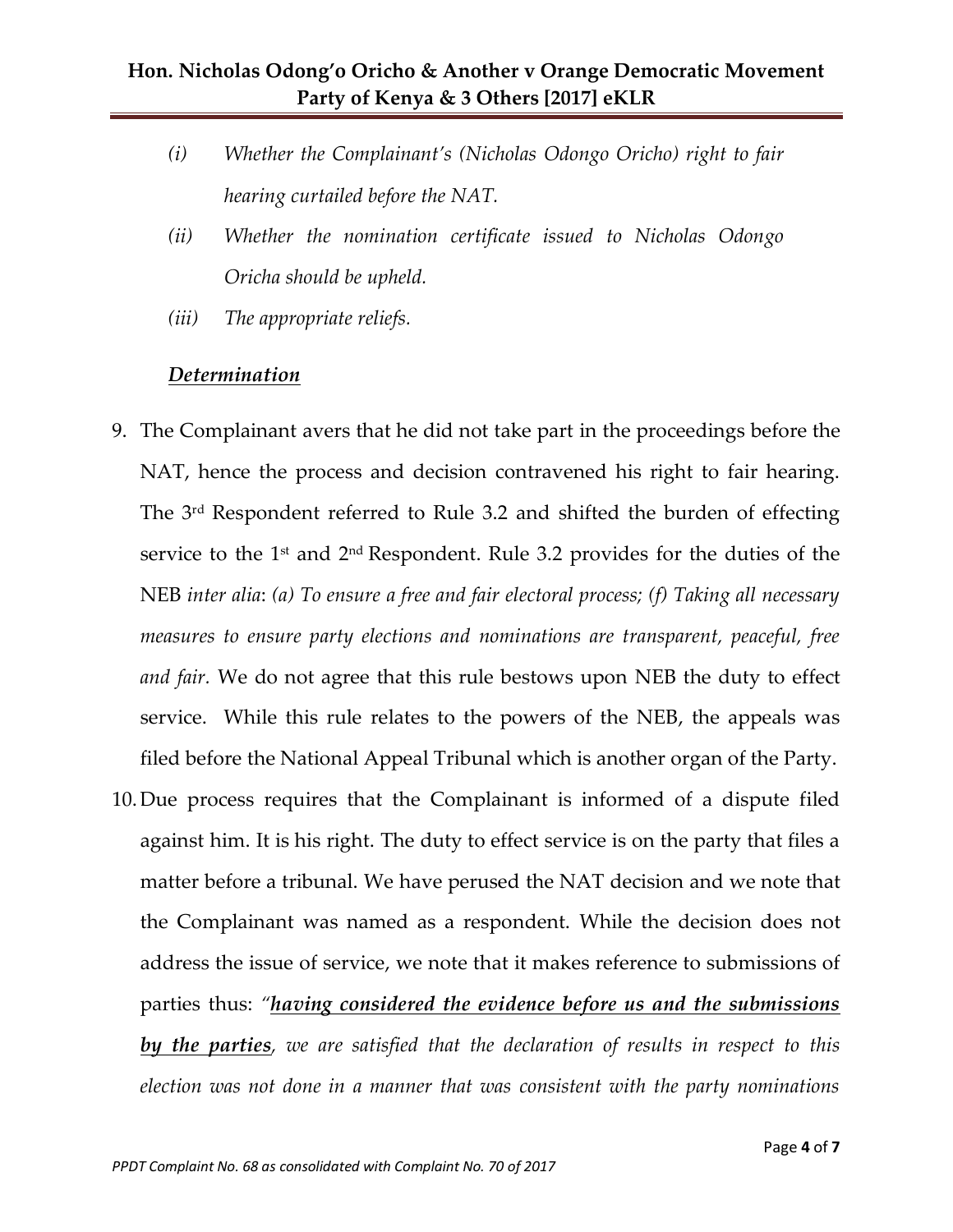*(i) Whether the Complainant's (Nicholas Odongo Oricho) right to fair hearing curtailed before the NAT.*

*(ii) Whether the nomination certificate issued to Nicholas Odongo Oricha should be upheld.*

*(iii) The appropriate reliefs.*

***Determination***

9. The Complainant avers that he did not take part in the proceedings before the NAT, hence the process and decision contravened his right to fair hearing. The 3rd Respondent referred to Rule 3.2 and shifted the burden of effecting service to the 1st and 2nd Respondent. Rule 3.2 provides for the duties of the NEB *inter alia*: *(a) To ensure a free and fair electoral process; (f) Taking all necessary measures to ensure party elections and nominations are transparent, peaceful, free and fair.* We do not agree that this rule bestows upon NEB the duty to effect service. While this rule relates to the powers of the NEB, the appeals was filed before the National Appeal Tribunal which is another organ of the Party.

10. Due process requires that the Complainant is informed of a dispute filed against him. It is his right. The duty to effect service is on the party that files a matter before a tribunal. We have perused the NAT decision and we note that the Complainant was named as a respondent. While the decision does not address the issue of service, we note that it makes reference to submissions of parties thus: *"**having considered the evidence before us and the submissions by the parties**, we are satisfied that the declaration of results in respect to this election was not done in a manner that was consistent with the party nominations*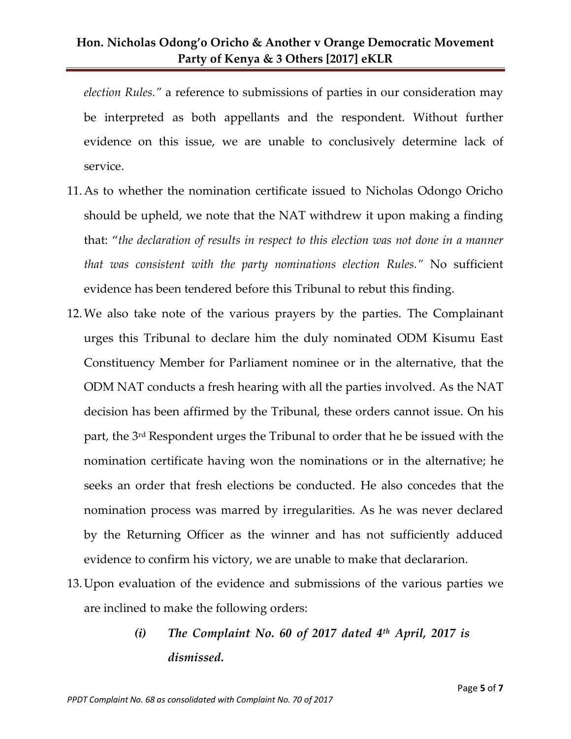*election Rules."* a reference to submissions of parties in our consideration may be interpreted as both appellants and the respondent. Without further evidence on this issue, we are unable to conclusively determine lack of service.

11. As to whether the nomination certificate issued to Nicholas Odongo Oricho should be upheld, we note that the NAT withdrew it upon making a finding that: "*the declaration of results in respect to this election was not done in a manner that was consistent with the party nominations election Rules."* No sufficient evidence has been tendered before this Tribunal to rebut this finding.

12. We also take note of the various prayers by the parties. The Complainant urges this Tribunal to declare him the duly nominated ODM Kisumu East Constituency Member for Parliament nominee or in the alternative, that the ODM NAT conducts a fresh hearing with all the parties involved. As the NAT decision has been affirmed by the Tribunal, these orders cannot issue. On his part, the 3rd Respondent urges the Tribunal to order that he be issued with the nomination certificate having won the nominations or in the alternative; he seeks an order that fresh elections be conducted. He also concedes that the nomination process was marred by irregularities. As he was never declared by the Returning Officer as the winner and has not sufficiently adduced evidence to confirm his victory, we are unable to make that declararion.

13. Upon evaluation of the evidence and submissions of the various parties we are inclined to make the following orders:

    ***(i) The Complaint No. 60 of 2017 dated 4th April, 2017 is dismissed.***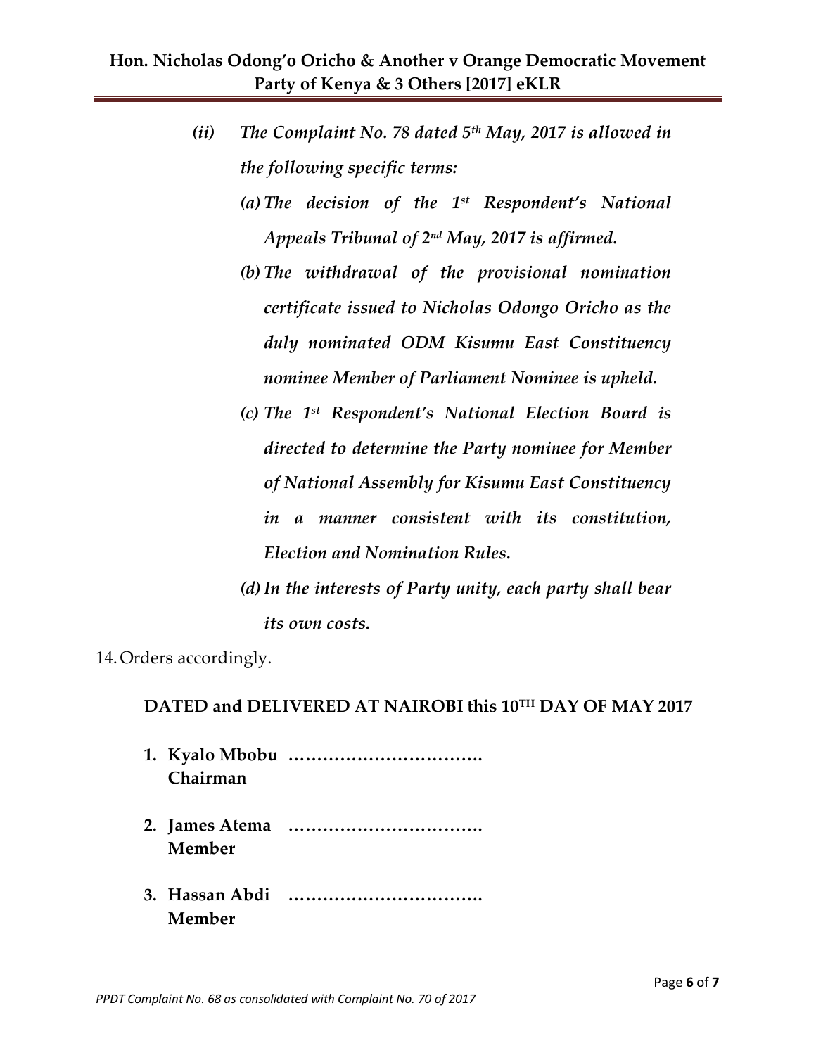*(ii) The Complaint No. 78 dated 5th May, 2017 is allowed in the following specific terms:*

*(a) The decision of the 1st Respondent's National Appeals Tribunal of 2nd May, 2017 is affirmed.*

*(b) The withdrawal of the provisional nomination certificate issued to Nicholas Odongo Oricho as the duly nominated ODM Kisumu East Constituency nominee Member of Parliament Nominee is upheld.*

*(c) The 1st Respondent's National Election Board is directed to determine the Party nominee for Member of National Assembly for Kisumu East Constituency in a manner consistent with its constitution, Election and Nomination Rules.*

*(d) In the interests of Party unity, each party shall bear its own costs.*

14. Orders accordingly.

**DATED and DELIVERED AT NAIROBI this 10TH DAY OF MAY 2017**

1. **Kyalo Mbobu** …………………………….
   **Chairman**

2. **James Atema** …………………………….
   **Member**

3. **Hassan Abdi** …………………………….
   **Member**

*PPDT Complaint No. 68 as consolidated with Complaint No. 70 of 2017*